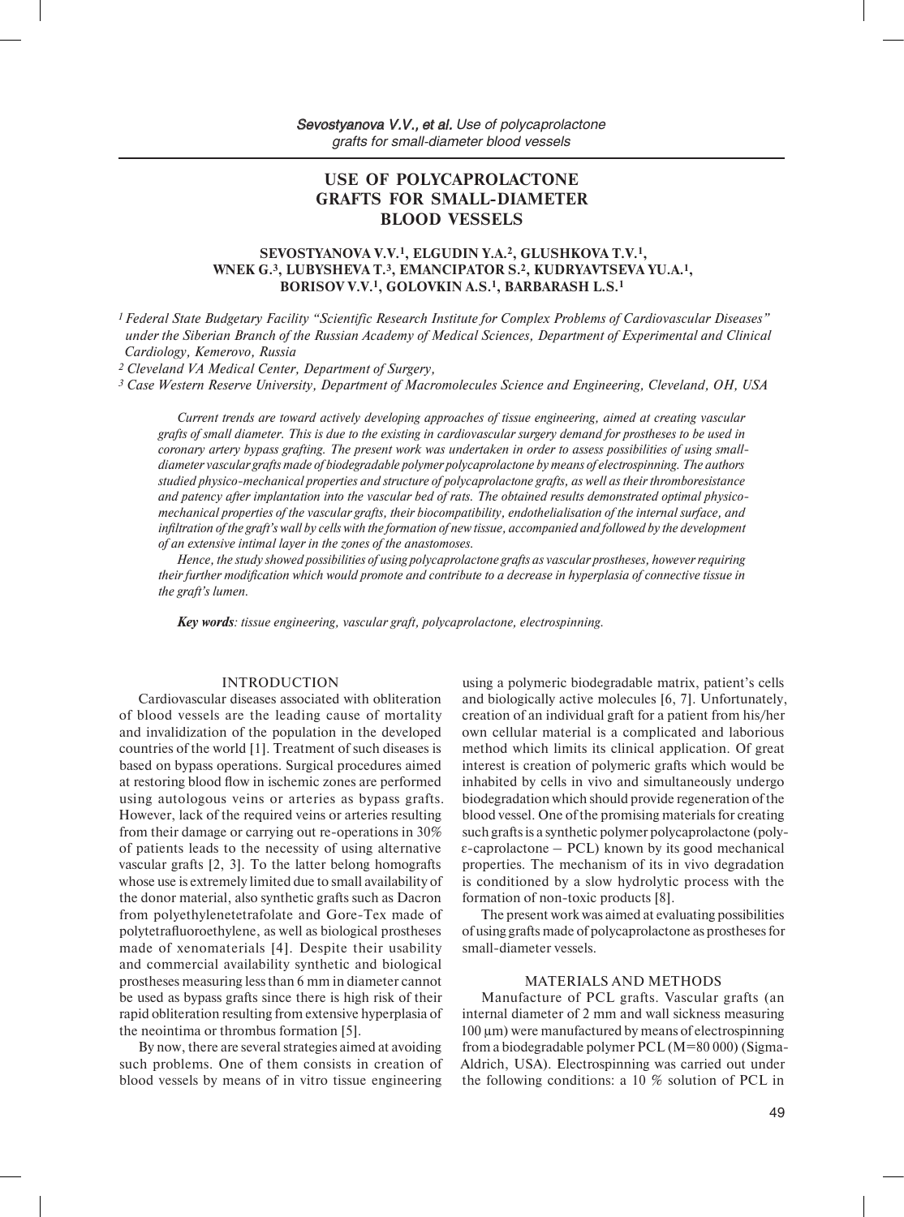# USE OF POLYCAPROLACTONE GRAFTS FOR SMALL-DIAMETER BLOOD VESSELS

**SEVOSTYANOVA V.V.[1], ELGUDIN Y.A.[2], GLUSHKOVA T.V.[1], WNEK G.[3], LUBYSHEVA T.[3], EMANCIPATOR S.[2], KUDRYAVTSEVA YU.A.[1], BORISOV V.V.[1], GOLOVKIN A.S.[1], BARBARASH L.S.[1]**

*[1] Federal State Budgetary Facility "Scientific Research Institute for Complex Problems of Cardiovascular Diseases" under the Siberian Branch of the Russian Academy of Medical Sciences, Department of Experimental and Clinical Cardiology, Kemerovo, Russia*

*[2] Cleveland VA Medical Center, Department of Surgery,*

*[3] Case Western Reserve University, Department of Macromolecules Science and Engineering, Cleveland, OH, USA*

*Current trends are toward actively developing approaches of tissue engineering, aimed at creating vascular grafts of small diameter. This is due to the existing in cardiovascular surgery demand for prostheses to be used in coronary artery bypass grafting. The present work was undertaken in order to assess possibilities of using small-diameter vascular grafts made of biodegradable polymer polycaprolactone by means of electrospinning. The authors studied physico-mechanical properties and structure of polycaprolactone grafts, as well as their thromboresistance and patency after implantation into the vascular bed of rats. The obtained results demonstrated optimal physico-mechanical properties of the vascular grafts, their biocompatibility, endothelialisation of the internal surface, and infiltration of the graft's wall by cells with the formation of new tissue, accompanied and followed by the development of an extensive intimal layer in the zones of the anastomoses.*

*Hence, the study showed possibilities of using polycaprolactone grafts as vascular prostheses, however requiring their further modification which would promote and contribute to a decrease in hyperplasia of connective tissue in the graft's lumen.*

***Key words**: tissue engineering, vascular graft, polycaprolactone, electrospinning.*

## INTRODUCTION

Cardiovascular diseases associated with obliteration of blood vessels are the leading cause of mortality and invalidization of the population in the developed countries of the world [1]. Treatment of such diseases is based on bypass operations. Surgical procedures aimed at restoring blood flow in ischemic zones are performed using autologous veins or arteries as bypass grafts. However, lack of the required veins or arteries resulting from their damage or carrying out re-operations in 30% of patients leads to the necessity of using alternative vascular grafts [2, 3]. To the latter belong homografts whose use is extremely limited due to small availability of the donor material, also synthetic grafts such as Dacron from polyethylenetetrafolate and Gore-Tex made of polytetrafluoroethylene, as well as biological prostheses made of xenomaterials [4]. Despite their usability and commercial availability synthetic and biological prostheses measuring less than 6 mm in diameter cannot be used as bypass grafts since there is high risk of their rapid obliteration resulting from extensive hyperplasia of the neointima or thrombus formation [5].

By now, there are several strategies aimed at avoiding such problems. One of them consists in creation of blood vessels by means of in vitro tissue engineering using a polymeric biodegradable matrix, patient's cells and biologically active molecules [6, 7]. Unfortunately, creation of an individual graft for a patient from his/her own cellular material is a complicated and laborious method which limits its clinical application. Of great interest is creation of polymeric grafts which would be inhabited by cells in vivo and simultaneously undergo biodegradation which should provide regeneration of the blood vessel. One of the promising materials for creating such grafts is a synthetic polymer polycaprolactone (poly-ε-caprolactone – PCL) known by its good mechanical properties. The mechanism of its in vivo degradation is conditioned by a slow hydrolytic process with the formation of non-toxic products [8].

The present work was aimed at evaluating possibilities of using grafts made of polycaprolactone as prostheses for small-diameter vessels.

## MATERIALS AND METHODS

Manufacture of PCL grafts. Vascular grafts (an internal diameter of 2 mm and wall sickness measuring 100 μm) were manufactured by means of electrospinning from a biodegradable polymer PCL (M=80 000) (Sigma-Aldrich, USA). Electrospinning was carried out under the following conditions: a 10 % solution of PCL in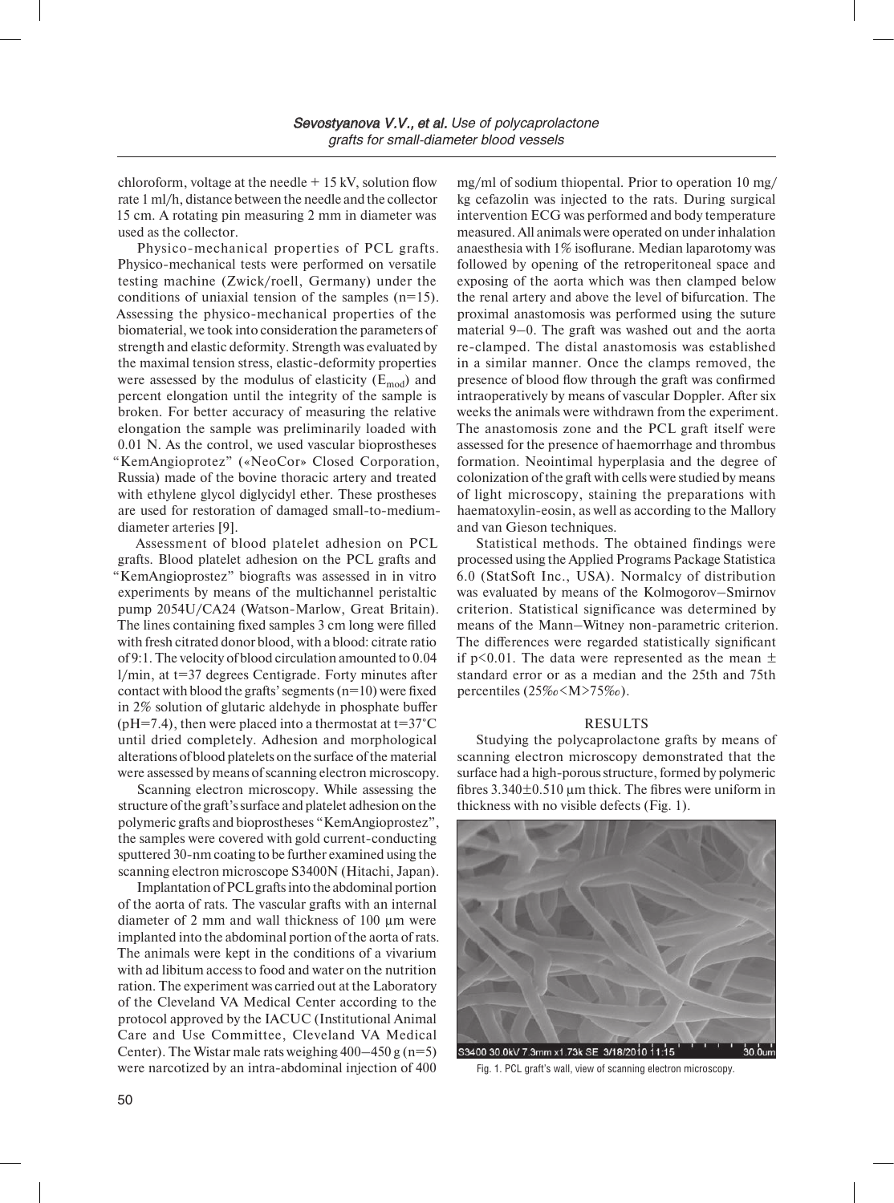chloroform, voltage at the needle + 15 kV, solution flow rate 1 ml/h, distance between the needle and the collector 15 cm. A rotating pin measuring 2 mm in diameter was used as the collector.

Physico-mechanical properties of PCL grafts. Physico-mechanical tests were performed on versatile testing machine (Zwick/roell, Germany) under the conditions of uniaxial tension of the samples (n=15). Assessing the physico-mechanical properties of the biomaterial, we took into consideration the parameters of strength and elastic deformity. Strength was evaluated by the maximal tension stress, elastic-deformity properties were assessed by the modulus of elasticity ($E_{mod}$) and percent elongation until the integrity of the sample is broken. For better accuracy of measuring the relative elongation the sample was preliminarily loaded with 0.01 N. As the control, we used vascular bioprostheses "KemAngioprotez" («NeoCor» Closed Corporation, Russia) made of the bovine thoracic artery and treated with ethylene glycol diglycidyl ether. These prostheses are used for restoration of damaged small-to-medium-diameter arteries [9].

Assessment of blood platelet adhesion on PCL grafts. Blood platelet adhesion on the PCL grafts and "KemAngioprostez" biografts was assessed in in vitro experiments by means of the multichannel peristaltic pump 2054U/CA24 (Watson-Marlow, Great Britain). The lines containing fixed samples 3 cm long were filled with fresh citrated donor blood, with a blood: citrate ratio of 9:1. The velocity of blood circulation amounted to 0.04 l/min, at t=37 degrees Centigrade. Forty minutes after contact with blood the grafts' segments (n=10) were fixed in 2% solution of glutaric aldehyde in phosphate buffer (pH=7.4), then were placed into a thermostat at t=37°C until dried completely. Adhesion and morphological alterations of blood platelets on the surface of the material were assessed by means of scanning electron microscopy.

Scanning electron microscopy. While assessing the structure of the graft's surface and platelet adhesion on the polymeric grafts and bioprostheses "KemAngioprostez", the samples were covered with gold current-conducting sputtered 30-nm coating to be further examined using the scanning electron microscope S3400N (Hitachi, Japan).

Implantation of PCL grafts into the abdominal portion of the aorta of rats. The vascular grafts with an internal diameter of 2 mm and wall thickness of 100 µm were implanted into the abdominal portion of the aorta of rats. The animals were kept in the conditions of a vivarium with ad libitum access to food and water on the nutrition ration. The experiment was carried out at the Laboratory of the Cleveland VA Medical Center according to the protocol approved by the IACUC (Institutional Animal Care and Use Committee, Cleveland VA Medical Center). The Wistar male rats weighing 400–450 g (n=5) were narcotized by an intra-abdominal injection of 400 mg/ml of sodium thiopental. Prior to operation 10 mg/kg cefazolin was injected to the rats. During surgical intervention ECG was performed and body temperature measured. All animals were operated on under inhalation anaesthesia with 1% isoflurane. Median laparotomy was followed by opening of the retroperitoneal space and exposing of the aorta which was then clamped below the renal artery and above the level of bifurcation. The proximal anastomosis was performed using the suture material 9–0. The graft was washed out and the aorta re-clamped. The distal anastomosis was established in a similar manner. Once the clamps removed, the presence of blood flow through the graft was confirmed intraoperatively by means of vascular Doppler. After six weeks the animals were withdrawn from the experiment. The anastomosis zone and the PCL graft itself were assessed for the presence of haemorrhage and thrombus formation. Neointimal hyperplasia and the degree of colonization of the graft with cells were studied by means of light microscopy, staining the preparations with haematoxylin-eosin, as well as according to the Mallory and van Gieson techniques.

Statistical methods. The obtained findings were processed using the Applied Programs Package Statistica 6.0 (StatSoft Inc., USA). Normalcy of distribution was evaluated by means of the Kolmogorov–Smirnov criterion. Statistical significance was determined by means of the Mann–Witney non-parametric criterion. The differences were regarded statistically significant if $p<0.01$. The data were represented as the mean ± standard error or as a median and the 25th and 75th percentiles (25‰<M>75‰).

## RESULTS

Studying the polycaprolactone grafts by means of scanning electron microscopy demonstrated that the surface had a high-porous structure, formed by polymeric fibres 3.340±0.510 µm thick. The fibres were uniform in thickness with no visible defects (Fig. 1).

Fig. 1. PCL graft's wall, view of scanning electron microscopy.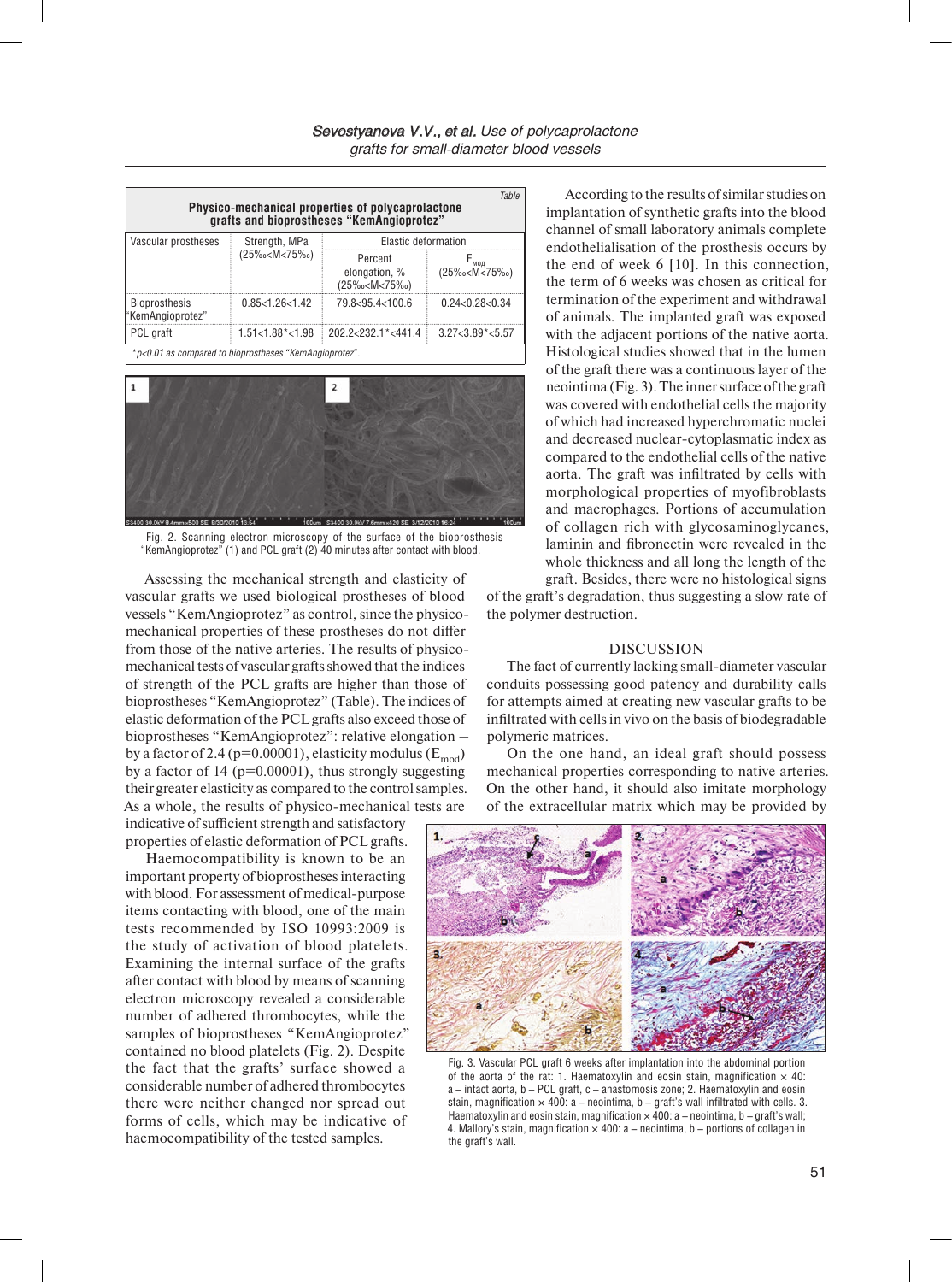Table

**Physico-mechanical properties of polycaprolactone grafts and bioprostheses "KemAngioprotez"**

| Vascular prostheses | Strength, MPa (25‰<M<75‰) | Elastic deformation | |
|---|---|---|---|
| | | Percent elongation, % (25‰<M<75‰) | $E_{мод}$ (25‰<M<75‰) |
| Bioprosthesis "KemAngioprotez" | 0.85<1.26<1.42 | 79.8<95.4<100.6 | 0.24<0.28<0.34 |
| PCL graft | 1.51<1.88*<1.98 | 202.2<232.1*<441.4 | 3.27<3.89*<5.57 |

*$p<0.01$ as compared to bioprostheses "KemAngioprotez".

Fig. 2. Scanning electron microscopy of the surface of the bioprosthesis "KemAngioprotez" (1) and PCL graft (2) 40 minutes after contact with blood.

Assessing the mechanical strength and elasticity of vascular grafts we used biological prostheses of blood vessels "KemAngioprotez" as control, since the physico-mechanical properties of these prostheses do not differ from those of the native arteries. The results of physico-mechanical tests of vascular grafts showed that the indices of strength of the PCL grafts are higher than those of bioprostheses "KemAngioprotez" (Table). The indices of elastic deformation of the PCL grafts also exceed those of bioprostheses "KemAngioprotez": relative elongation – by a factor of 2.4 ($p=0.00001$), elasticity modulus ($E_{mod}$) by a factor of 14 ($p=0.00001$), thus strongly suggesting their greater elasticity as compared to the control samples. As a whole, the results of physico-mechanical tests are indicative of sufficient strength and satisfactory properties of elastic deformation of PCL grafts.

Haemocompatibility is known to be an important property of bioprostheses interacting with blood. For assessment of medical-purpose items contacting with blood, one of the main tests recommended by ISO 10993:2009 is the study of activation of blood platelets. Examining the internal surface of the grafts after contact with blood by means of scanning electron microscopy revealed a considerable number of adhered thrombocytes, while the samples of bioprostheses "KemAngioprotez" contained no blood platelets (Fig. 2). Despite the fact that the grafts' surface showed a considerable number of adhered thrombocytes there were neither changed nor spread out forms of cells, which may be indicative of haemocompatibility of the tested samples.

According to the results of similar studies on implantation of synthetic grafts into the blood channel of small laboratory animals complete endothelialisation of the prosthesis occurs by the end of week 6 [10]. In this connection, the term of 6 weeks was chosen as critical for termination of the experiment and withdrawal of animals. The implanted graft was exposed with the adjacent portions of the native aorta. Histological studies showed that in the lumen of the graft there was a continuous layer of the neointima (Fig. 3). The inner surface of the graft was covered with endothelial cells the majority of which had increased hyperchromatic nuclei and decreased nuclear-cytoplasmatic index as compared to the endothelial cells of the native aorta. The graft was infiltrated by cells with morphological properties of myofibroblasts and macrophages. Portions of accumulation of collagen rich with glycosaminoglycanes, laminin and fibronectin were revealed in the whole thickness and all long the length of the graft. Besides, there were no histological signs of the graft's degradation, thus suggesting a slow rate of the polymer destruction.

## DISCUSSION

The fact of currently lacking small-diameter vascular conduits possessing good patency and durability calls for attempts aimed at creating new vascular grafts to be infiltrated with cells in vivo on the basis of biodegradable polymeric matrices.

On the one hand, an ideal graft should possess mechanical properties corresponding to native arteries. On the other hand, it should also imitate morphology of the extracellular matrix which may be provided by

Fig. 3. Vascular PCL graft 6 weeks after implantation into the abdominal portion of the aorta of the rat: 1. Haematoxylin and eosin stain, magnification × 40: a – intact aorta, b – PCL graft, c – anastomosis zone; 2. Haematoxylin and eosin stain, magnification × 400: a – neointima, b – graft's wall infiltrated with cells. 3. Haematoxylin and eosin stain, magnification × 400: a – neointima, b – graft's wall; 4. Mallory's stain, magnification × 400: a – neointima, b – portions of collagen in the graft's wall.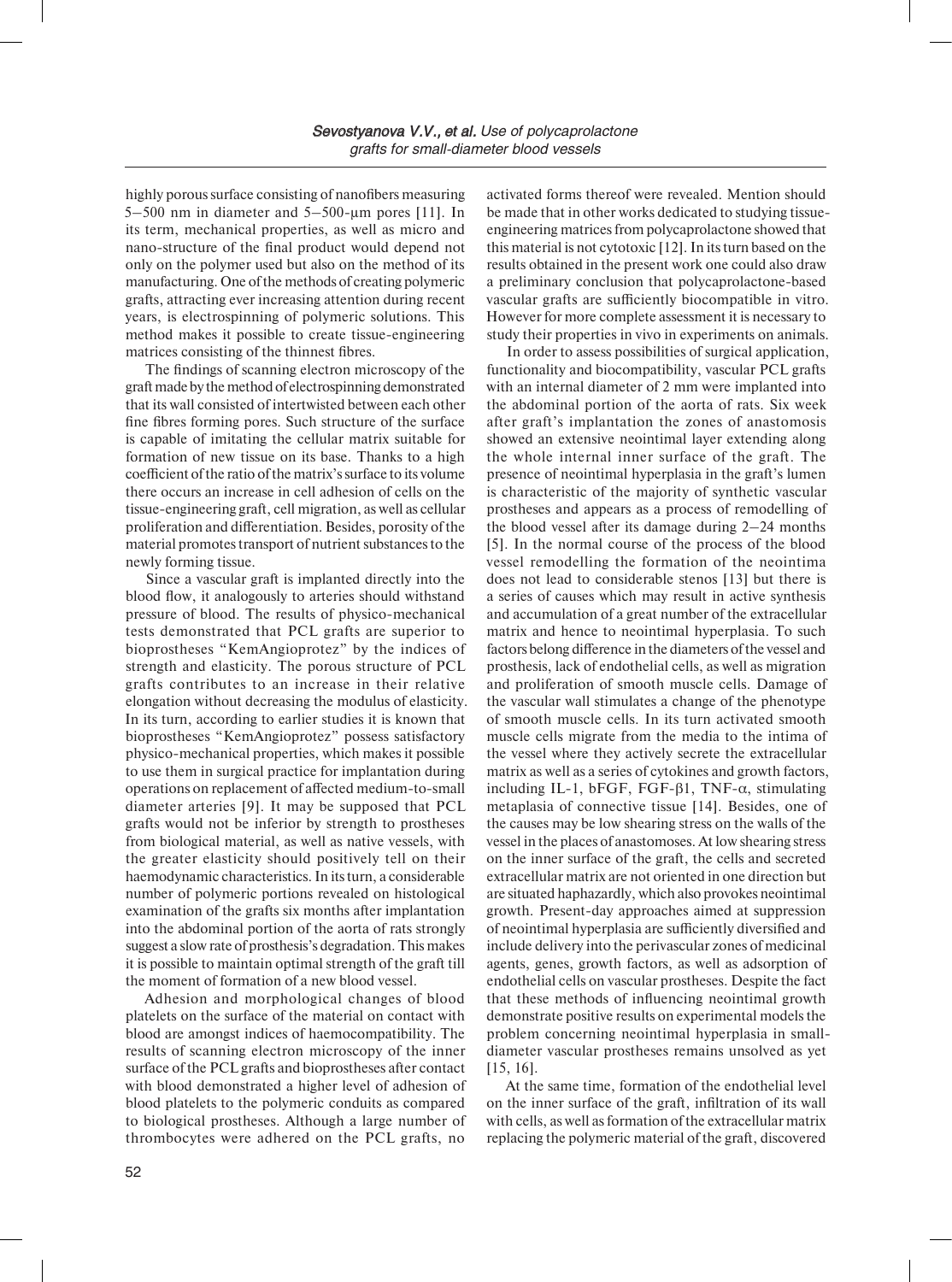highly porous surface consisting of nanofibers measuring 5–500 nm in diameter and 5–500-μm pores [11]. In its term, mechanical properties, as well as micro and nano-structure of the final product would depend not only on the polymer used but also on the method of its manufacturing. One of the methods of creating polymeric grafts, attracting ever increasing attention during recent years, is electrospinning of polymeric solutions. This method makes it possible to create tissue-engineering matrices consisting of the thinnest fibres.

The findings of scanning electron microscopy of the graft made by the method of electrospinning demonstrated that its wall consisted of intertwisted between each other fine fibres forming pores. Such structure of the surface is capable of imitating the cellular matrix suitable for formation of new tissue on its base. Thanks to a high coefficient of the ratio of the matrix's surface to its volume there occurs an increase in cell adhesion of cells on the tissue-engineering graft, cell migration, as well as cellular proliferation and differentiation. Besides, porosity of the material promotes transport of nutrient substances to the newly forming tissue.

Since a vascular graft is implanted directly into the blood flow, it analogously to arteries should withstand pressure of blood. The results of physico-mechanical tests demonstrated that PCL grafts are superior to bioprostheses "KemAngioprotez" by the indices of strength and elasticity. The porous structure of PCL grafts contributes to an increase in their relative elongation without decreasing the modulus of elasticity. In its turn, according to earlier studies it is known that bioprostheses "KemAngioprotez" possess satisfactory physico-mechanical properties, which makes it possible to use them in surgical practice for implantation during operations on replacement of affected medium-to-small diameter arteries [9]. It may be supposed that PCL grafts would not be inferior by strength to prostheses from biological material, as well as native vessels, with the greater elasticity should positively tell on their haemodynamic characteristics. In its turn, a considerable number of polymeric portions revealed on histological examination of the grafts six months after implantation into the abdominal portion of the aorta of rats strongly suggest a slow rate of prosthesis's degradation. This makes it possible to maintain optimal strength of the graft till the moment of formation of a new blood vessel.

Adhesion and morphological changes of blood platelets on the surface of the material on contact with blood are amongst indices of haemocompatibility. The results of scanning electron microscopy of the inner surface of the PCL grafts and bioprostheses after contact with blood demonstrated a higher level of adhesion of blood platelets to the polymeric conduits as compared to biological prostheses. Although a large number of thrombocytes were adhered on the PCL grafts, no activated forms thereof were revealed. Mention should be made that in other works dedicated to studying tissue-engineering matrices from polycaprolactone showed that this material is not cytotoxic [12]. In its turn based on the results obtained in the present work one could also draw a preliminary conclusion that polycaprolactone-based vascular grafts are sufficiently biocompatible in vitro. However for more complete assessment it is necessary to study their properties in vivo in experiments on animals.

In order to assess possibilities of surgical application, functionality and biocompatibility, vascular PCL grafts with an internal diameter of 2 mm were implanted into the abdominal portion of the aorta of rats. Six week after graft's implantation the zones of anastomosis showed an extensive neointimal layer extending along the whole internal inner surface of the graft. The presence of neointimal hyperplasia in the graft's lumen is characteristic of the majority of synthetic vascular prostheses and appears as a process of remodelling of the blood vessel after its damage during 2–24 months [5]. In the normal course of the process of the blood vessel remodelling the formation of the neointima does not lead to considerable stenos [13] but there is a series of causes which may result in active synthesis and accumulation of a great number of the extracellular matrix and hence to neointimal hyperplasia. To such factors belong difference in the diameters of the vessel and prosthesis, lack of endothelial cells, as well as migration and proliferation of smooth muscle cells. Damage of the vascular wall stimulates a change of the phenotype of smooth muscle cells. In its turn activated smooth muscle cells migrate from the media to the intima of the vessel where they actively secrete the extracellular matrix as well as a series of cytokines and growth factors, including IL-1, bFGF, FGF-β1, TNF-α, stimulating metaplasia of connective tissue [14]. Besides, one of the causes may be low shearing stress on the walls of the vessel in the places of anastomoses. At low shearing stress on the inner surface of the graft, the cells and secreted extracellular matrix are not oriented in one direction but are situated haphazardly, which also provokes neointimal growth. Present-day approaches aimed at suppression of neointimal hyperplasia are sufficiently diversified and include delivery into the perivascular zones of medicinal agents, genes, growth factors, as well as adsorption of endothelial cells on vascular prostheses. Despite the fact that these methods of influencing neointimal growth demonstrate positive results on experimental models the problem concerning neointimal hyperplasia in small-diameter vascular prostheses remains unsolved as yet [15, 16].

At the same time, formation of the endothelial level on the inner surface of the graft, infiltration of its wall with cells, as well as formation of the extracellular matrix replacing the polymeric material of the graft, discovered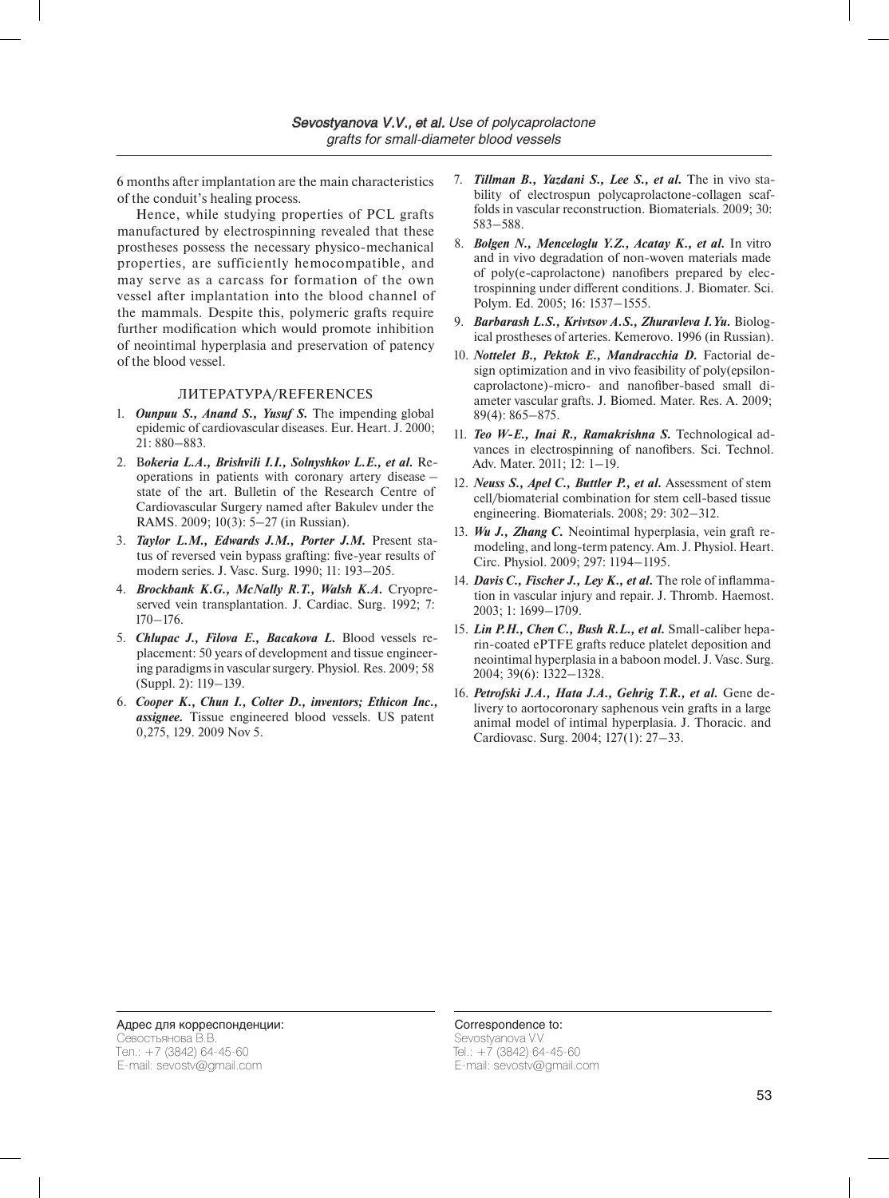6 months after implantation are the main characteristics of the conduit's healing process.

Hence, while studying properties of PCL grafts manufactured by electrospinning revealed that these prostheses possess the necessary physico-mechanical properties, are sufficiently hemocompatible, and may serve as a carcass for formation of the own vessel after implantation into the blood channel of the mammals. Despite this, polymeric grafts require further modification which would promote inhibition of neointimal hyperplasia and preservation of patency of the blood vessel.

## ЛИТЕРАТУРА/REFERENCES

1. ***Ounpuu S., Anand S., Yusuf S.*** The impending global epidemic of cardiovascular diseases. Eur. Heart. J. 2000; 21: 880–883.
2. ***Bokeria L.A., Brishvili I.I., Solnyshkov L.E., et al.*** Reoperations in patients with coronary artery disease – state of the art. Bulletin of the Research Centre of Cardiovascular Surgery named after Bakulev under the RAMS. 2009; 10(3): 5–27 (in Russian).
3. ***Taylor L.M., Edwards J.M., Porter J.M.*** Present status of reversed vein bypass grafting: five-year results of modern series. J. Vasc. Surg. 1990; 11: 193–205.
4. ***Brockbank K.G., McNally R.T., Walsh K.A.*** Cryopreserved vein transplantation. J. Cardiac. Surg. 1992; 7: 170–176.
5. ***Chlupac J., Filova E., Bacakova L.*** Blood vessels replacement: 50 years of development and tissue engineering paradigms in vascular surgery. Physiol. Res. 2009; 58 (Suppl. 2): 119–139.
6. ***Cooper K., Chun I., Colter D., inventors; Ethicon Inc., assignee.*** Tissue engineered blood vessels. US patent 0,275, 129. 2009 Nov 5.
7. ***Tillman B., Yazdani S., Lee S., et al.*** The in vivo stability of electrospun polycaprolactone-collagen scaffolds in vascular reconstruction. Biomaterials. 2009; 30: 583–588.
8. ***Bolgen N., Menceloglu Y.Z., Acatay K., et al.*** In vitro and in vivo degradation of non-woven materials made of poly(e-caprolactone) nanofibers prepared by electrospinning under different conditions. J. Biomater. Sci. Polym. Ed. 2005; 16: 1537–1555.
9. ***Barbarash L.S., Krivtsov A.S., Zhuravleva I.Yu.*** Biological prostheses of arteries. Kemerovo. 1996 (in Russian).
10. ***Nottelet B., Pektok E., Mandracchia D.*** Factorial design optimization and in vivo feasibility of poly(epsilon-caprolactone)-micro- and nanofiber-based small diameter vascular grafts. J. Biomed. Mater. Res. A. 2009; 89(4): 865–875.
11. ***Teo W-E., Inai R., Ramakrishna S.*** Technological advances in electrospinning of nanofibers. Sci. Technol. Adv. Mater. 2011; 12: 1–19.
12. ***Neuss S., Apel C., Buttler P., et al.*** Assessment of stem cell/biomaterial combination for stem cell-based tissue engineering. Biomaterials. 2008; 29: 302–312.
13. ***Wu J., Zhang C.*** Neointimal hyperplasia, vein graft remodeling, and long-term patency. Am. J. Physiol. Heart. Circ. Physiol. 2009; 297: 1194–1195.
14. ***Davis C., Fischer J., Ley K., et al.*** The role of inflammation in vascular injury and repair. J. Thromb. Haemost. 2003; 1: 1699–1709.
15. ***Lin P.H., Chen C., Bush R.L., et al.*** Small-caliber heparin-coated ePTFE grafts reduce platelet deposition and neointimal hyperplasia in a baboon model. J. Vasc. Surg. 2004; 39(6): 1322–1328.
16. ***Petrofski J.A., Hata J.A., Gehrig T.R., et al.*** Gene delivery to aortocoronary saphenous vein grafts in a large animal model of intimal hyperplasia. J. Thoracic. and Cardiovasc. Surg. 2004; 127(1): 27–33.

Адрес для корреспонденции:
Севостьянова В.В.
Тел.: +7 (3842) 64-45-60
E-mail: sevostv@gmail.com

Correspondence to:
Sevostyanova V.V.
Tel.: +7 (3842) 64-45-60
E-mail: sevostv@gmail.com